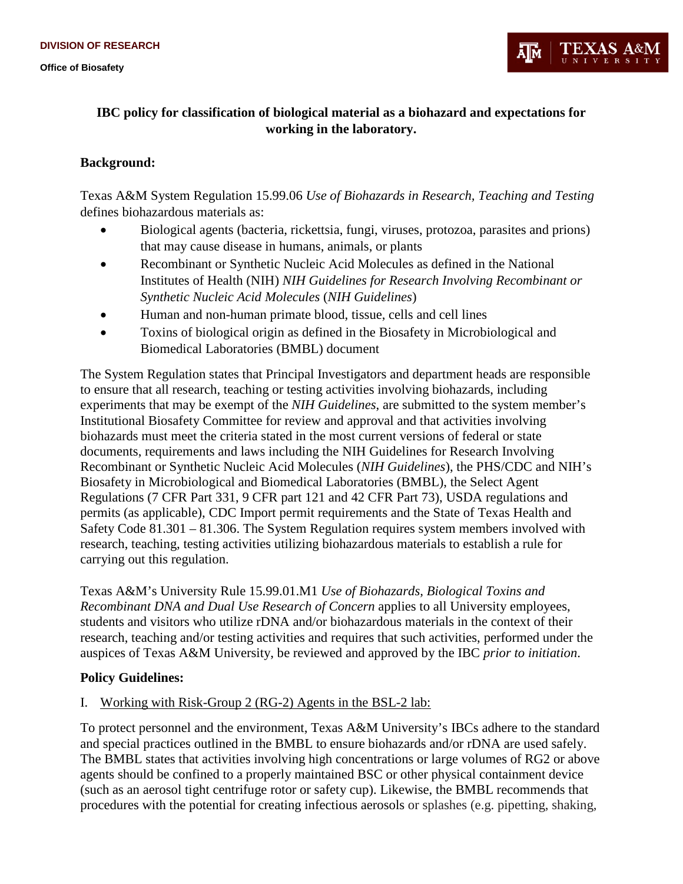**DIVISION OF RESEARCH**

**Office of Biosafety**

# IBC policy for classification of biological material as a biohazard and expectations for working in the laboratory.

## Background:

Texas A&M System Regulation 15.99.06 *Use of Biohazards in Research, Teaching and Testing* defines biohazardous materials as:

- Biological agents (bacteria, rickettsia, fungi, viruses, protozoa, parasites and prions) that may cause disease in humans, animals, or plants
- Recombinant or Synthetic Nucleic Acid Molecules as defined in the National Institutes of Health (NIH) *NIH Guidelines for Research Involving Recombinant or Synthetic Nucleic Acid Molecules* (*NIH Guidelines*)
- Human and non-human primate blood, tissue, cells and cell lines
- Toxins of biological origin as defined in the Biosafety in Microbiological and Biomedical Laboratories (BMBL) document

The System Regulation states that Principal Investigators and department heads are responsible to ensure that all research, teaching or testing activities involving biohazards, including experiments that may be exempt of the *NIH Guidelines*, are submitted to the system member's Institutional Biosafety Committee for review and approval and that activities involving biohazards must meet the criteria stated in the most current versions of federal or state documents, requirements and laws including the NIH Guidelines for Research Involving Recombinant or Synthetic Nucleic Acid Molecules (*NIH Guidelines*), the PHS/CDC and NIH's Biosafety in Microbiological and Biomedical Laboratories (BMBL), the Select Agent Regulations (7 CFR Part 331, 9 CFR part 121 and 42 CFR Part 73), USDA regulations and permits (as applicable), CDC Import permit requirements and the State of Texas Health and Safety Code 81.301 – 81.306. The System Regulation requires system members involved with research, teaching, testing activities utilizing biohazardous materials to establish a rule for carrying out this regulation.

Texas A&M's University Rule 15.99.01.M1 *Use of Biohazards, Biological Toxins and Recombinant DNA and Dual Use Research of Concern* applies to all University employees, students and visitors who utilize rDNA and/or biohazardous materials in the context of their research, teaching and/or testing activities and requires that such activities, performed under the auspices of Texas A&M University, be reviewed and approved by the IBC *prior to initiation*.

## Policy Guidelines:

I. Working with Risk-Group 2 (RG-2) Agents in the BSL-2 lab:

To protect personnel and the environment, Texas A&M University's IBCs adhere to the standard and special practices outlined in the BMBL to ensure biohazards and/or rDNA are used safely. The BMBL states that activities involving high concentrations or large volumes of RG2 or above agents should be confined to a properly maintained BSC or other physical containment device (such as an aerosol tight centrifuge rotor or safety cup). Likewise, the BMBL recommends that procedures with the potential for creating infectious aerosols or splashes (e.g. pipetting, shaking,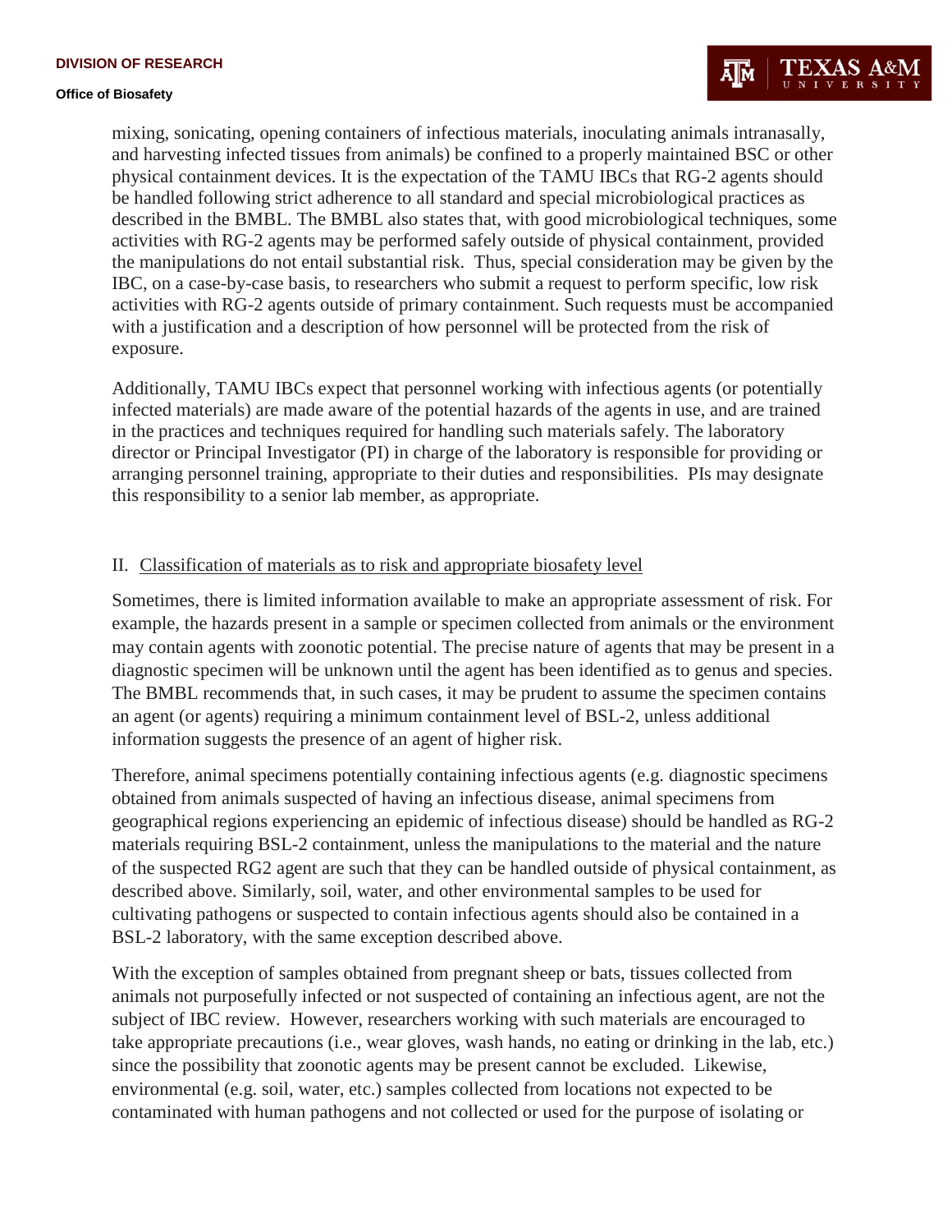mixing, sonicating, opening containers of infectious materials, inoculating animals intranasally, and harvesting infected tissues from animals) be confined to a properly maintained BSC or other physical containment devices. It is the expectation of the TAMU IBCs that RG-2 agents should be handled following strict adherence to all standard and special microbiological practices as described in the BMBL. The BMBL also states that, with good microbiological techniques, some activities with RG-2 agents may be performed safely outside of physical containment, provided the manipulations do not entail substantial risk. Thus, special consideration may be given by the IBC, on a case-by-case basis, to researchers who submit a request to perform specific, low risk activities with RG-2 agents outside of primary containment. Such requests must be accompanied with a justification and a description of how personnel will be protected from the risk of exposure.

Additionally, TAMU IBCs expect that personnel working with infectious agents (or potentially infected materials) are made aware of the potential hazards of the agents in use, and are trained in the practices and techniques required for handling such materials safely. The laboratory director or Principal Investigator (PI) in charge of the laboratory is responsible for providing or arranging personnel training, appropriate to their duties and responsibilities. PIs may designate this responsibility to a senior lab member, as appropriate.

## II. Classification of materials as to risk and appropriate biosafety level

Sometimes, there is limited information available to make an appropriate assessment of risk. For example, the hazards present in a sample or specimen collected from animals or the environment may contain agents with zoonotic potential. The precise nature of agents that may be present in a diagnostic specimen will be unknown until the agent has been identified as to genus and species. The BMBL recommends that, in such cases, it may be prudent to assume the specimen contains an agent (or agents) requiring a minimum containment level of BSL-2, unless additional information suggests the presence of an agent of higher risk.

Therefore, animal specimens potentially containing infectious agents (e.g. diagnostic specimens obtained from animals suspected of having an infectious disease, animal specimens from geographical regions experiencing an epidemic of infectious disease) should be handled as RG-2 materials requiring BSL-2 containment, unless the manipulations to the material and the nature of the suspected RG2 agent are such that they can be handled outside of physical containment, as described above. Similarly, soil, water, and other environmental samples to be used for cultivating pathogens or suspected to contain infectious agents should also be contained in a BSL-2 laboratory, with the same exception described above.

With the exception of samples obtained from pregnant sheep or bats, tissues collected from animals not purposefully infected or not suspected of containing an infectious agent, are not the subject of IBC review. However, researchers working with such materials are encouraged to take appropriate precautions (i.e., wear gloves, wash hands, no eating or drinking in the lab, etc.) since the possibility that zoonotic agents may be present cannot be excluded. Likewise, environmental (e.g. soil, water, etc.) samples collected from locations not expected to be contaminated with human pathogens and not collected or used for the purpose of isolating or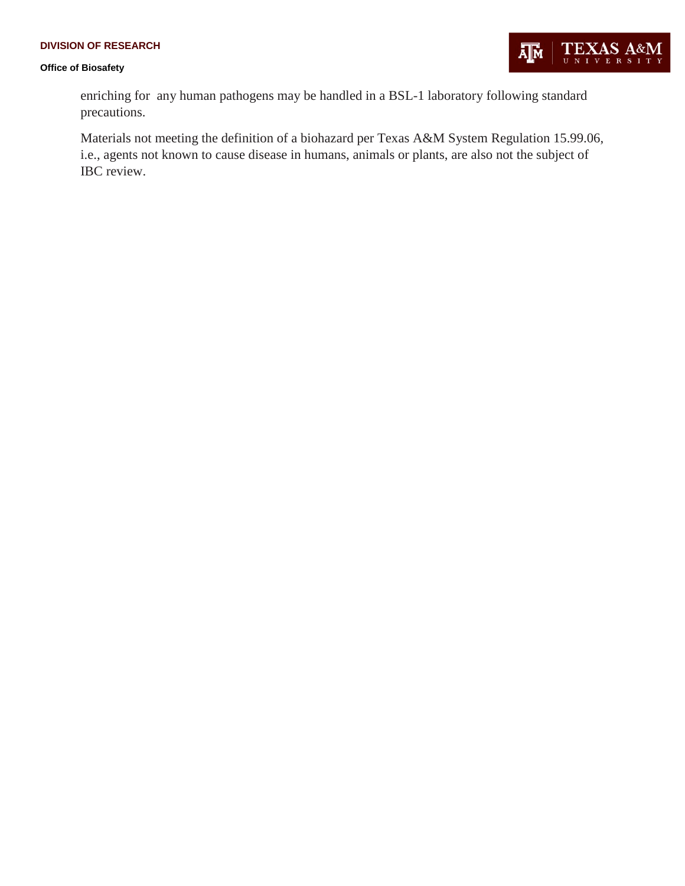enriching for any human pathogens may be handled in a BSL-1 laboratory following standard precautions.

Materials not meeting the definition of a biohazard per Texas A&M System Regulation 15.99.06, i.e., agents not known to cause disease in humans, animals or plants, are also not the subject of IBC review.